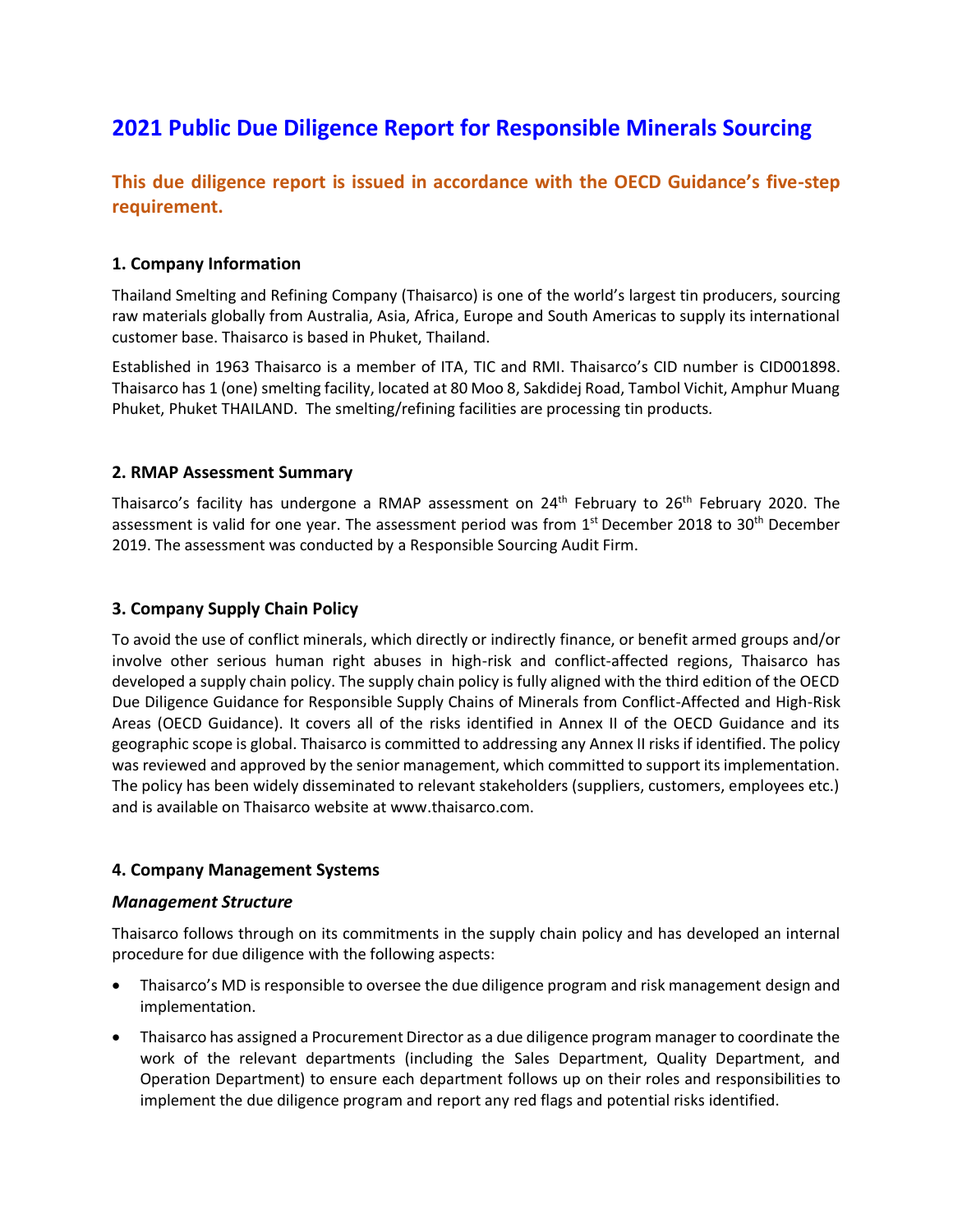# 2021 Public Due Diligence Report for Responsible Minerals Sourcing

## This due diligence report is issued in accordance with the OECD Guidance's five-step requirement.

### 1. Company Information

Thailand Smelting and Refining Company (Thaisarco) is one of the world's largest tin producers, sourcing raw materials globally from Australia, Asia, Africa, Europe and South Americas to supply its international customer base. Thaisarco is based in Phuket, Thailand.

Established in 1963 Thaisarco is a member of ITA, TIC and RMI. Thaisarco's CID number is CID001898. Thaisarco has 1 (one) smelting facility, located at 80 Moo 8, Sakdidej Road, Tambol Vichit, Amphur Muang Phuket, Phuket THAILAND. The smelting/refining facilities are processing tin products.

### 2. RMAP Assessment Summary

Thaisarco's facility has undergone a RMAP assessment on 24th February to 26th February 2020. The assessment is valid for one year. The assessment period was from 1st December 2018 to 30th December 2019. The assessment was conducted by a Responsible Sourcing Audit Firm.

### 3. Company Supply Chain Policy

To avoid the use of conflict minerals, which directly or indirectly finance, or benefit armed groups and/or involve other serious human right abuses in high-risk and conflict-affected regions, Thaisarco has developed a supply chain policy. The supply chain policy is fully aligned with the third edition of the OECD Due Diligence Guidance for Responsible Supply Chains of Minerals from Conflict-Affected and High-Risk Areas (OECD Guidance). It covers all of the risks identified in Annex II of the OECD Guidance and its geographic scope is global. Thaisarco is committed to addressing any Annex II risks if identified. The policy was reviewed and approved by the senior management, which committed to support its implementation. The policy has been widely disseminated to relevant stakeholders (suppliers, customers, employees etc.) and is available on Thaisarco website at www.thaisarco.com.

### 4. Company Management Systems

#### *Management Structure*

Thaisarco follows through on its commitments in the supply chain policy and has developed an internal procedure for due diligence with the following aspects:

- Thaisarco's MD is responsible to oversee the due diligence program and risk management design and implementation.
- Thaisarco has assigned a Procurement Director as a due diligence program manager to coordinate the work of the relevant departments (including the Sales Department, Quality Department, and Operation Department) to ensure each department follows up on their roles and responsibilities to implement the due diligence program and report any red flags and potential risks identified.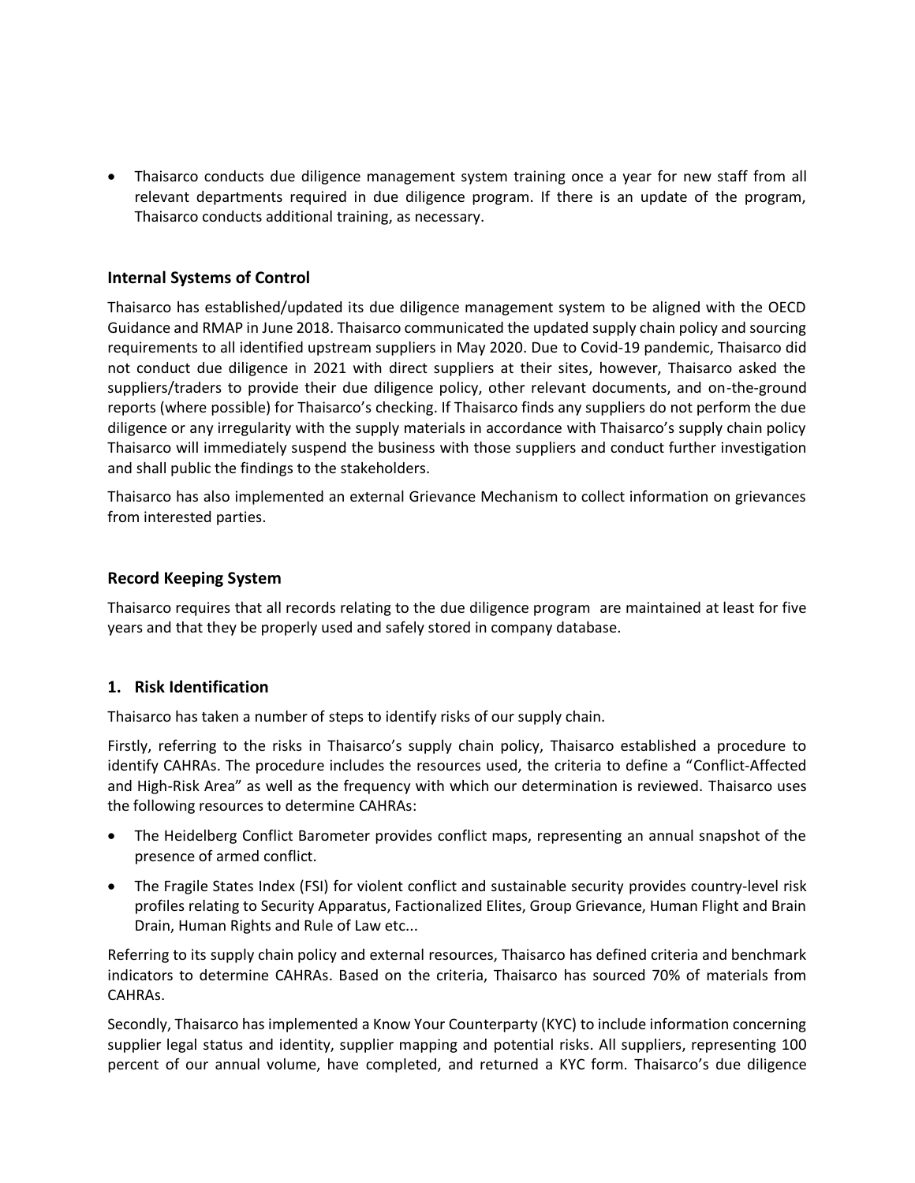- Thaisarco conducts due diligence management system training once a year for new staff from all relevant departments required in due diligence program. If there is an update of the program, Thaisarco conducts additional training, as necessary.

## Internal Systems of Control

Thaisarco has established/updated its due diligence management system to be aligned with the OECD Guidance and RMAP in June 2018. Thaisarco communicated the updated supply chain policy and sourcing requirements to all identified upstream suppliers in May 2020. Due to Covid-19 pandemic, Thaisarco did not conduct due diligence in 2021 with direct suppliers at their sites, however, Thaisarco asked the suppliers/traders to provide their due diligence policy, other relevant documents, and on-the-ground reports (where possible) for Thaisarco's checking. If Thaisarco finds any suppliers do not perform the due diligence or any irregularity with the supply materials in accordance with Thaisarco's supply chain policy Thaisarco will immediately suspend the business with those suppliers and conduct further investigation and shall public the findings to the stakeholders.

Thaisarco has also implemented an external Grievance Mechanism to collect information on grievances from interested parties.

## Record Keeping System

Thaisarco requires that all records relating to the due diligence program are maintained at least for five years and that they be properly used and safely stored in company database.

## 1. Risk Identification

Thaisarco has taken a number of steps to identify risks of our supply chain.

Firstly, referring to the risks in Thaisarco's supply chain policy, Thaisarco established a procedure to identify CAHRAs. The procedure includes the resources used, the criteria to define a "Conflict-Affected and High-Risk Area" as well as the frequency with which our determination is reviewed. Thaisarco uses the following resources to determine CAHRAs:

- The Heidelberg Conflict Barometer provides conflict maps, representing an annual snapshot of the presence of armed conflict.
- The Fragile States Index (FSI) for violent conflict and sustainable security provides country-level risk profiles relating to Security Apparatus, Factionalized Elites, Group Grievance, Human Flight and Brain Drain, Human Rights and Rule of Law etc...

Referring to its supply chain policy and external resources, Thaisarco has defined criteria and benchmark indicators to determine CAHRAs. Based on the criteria, Thaisarco has sourced 70% of materials from CAHRAs.

Secondly, Thaisarco has implemented a Know Your Counterparty (KYC) to include information concerning supplier legal status and identity, supplier mapping and potential risks. All suppliers, representing 100 percent of our annual volume, have completed, and returned a KYC form. Thaisarco's due diligence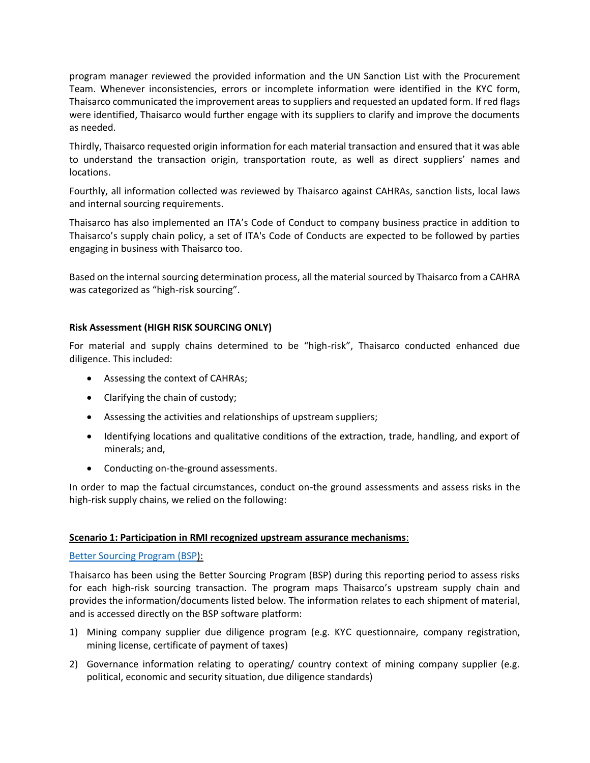program manager reviewed the provided information and the UN Sanction List with the Procurement Team. Whenever inconsistencies, errors or incomplete information were identified in the KYC form, Thaisarco communicated the improvement areas to suppliers and requested an updated form. If red flags were identified, Thaisarco would further engage with its suppliers to clarify and improve the documents as needed.

Thirdly, Thaisarco requested origin information for each material transaction and ensured that it was able to understand the transaction origin, transportation route, as well as direct suppliers' names and locations.

Fourthly, all information collected was reviewed by Thaisarco against CAHRAs, sanction lists, local laws and internal sourcing requirements.

Thaisarco has also implemented an ITA's Code of Conduct to company business practice in addition to Thaisarco's supply chain policy, a set of ITA's Code of Conducts are expected to be followed by parties engaging in business with Thaisarco too.

Based on the internal sourcing determination process, all the material sourced by Thaisarco from a CAHRA was categorized as "high-risk sourcing".

**Risk Assessment (HIGH RISK SOURCING ONLY)**

For material and supply chains determined to be "high-risk", Thaisarco conducted enhanced due diligence. This included:

- Assessing the context of CAHRAs;
- Clarifying the chain of custody;
- Assessing the activities and relationships of upstream suppliers;
- Identifying locations and qualitative conditions of the extraction, trade, handling, and export of minerals; and,
- Conducting on-the-ground assessments.

In order to map the factual circumstances, conduct on-the ground assessments and assess risks in the high-risk supply chains, we relied on the following:

**Scenario 1: Participation in RMI recognized upstream assurance mechanisms**:

Better Sourcing Program (BSP):

Thaisarco has been using the Better Sourcing Program (BSP) during this reporting period to assess risks for each high-risk sourcing transaction. The program maps Thaisarco's upstream supply chain and provides the information/documents listed below. The information relates to each shipment of material, and is accessed directly on the BSP software platform:

1) Mining company supplier due diligence program (e.g. KYC questionnaire, company registration, mining license, certificate of payment of taxes)
2) Governance information relating to operating/ country context of mining company supplier (e.g. political, economic and security situation, due diligence standards)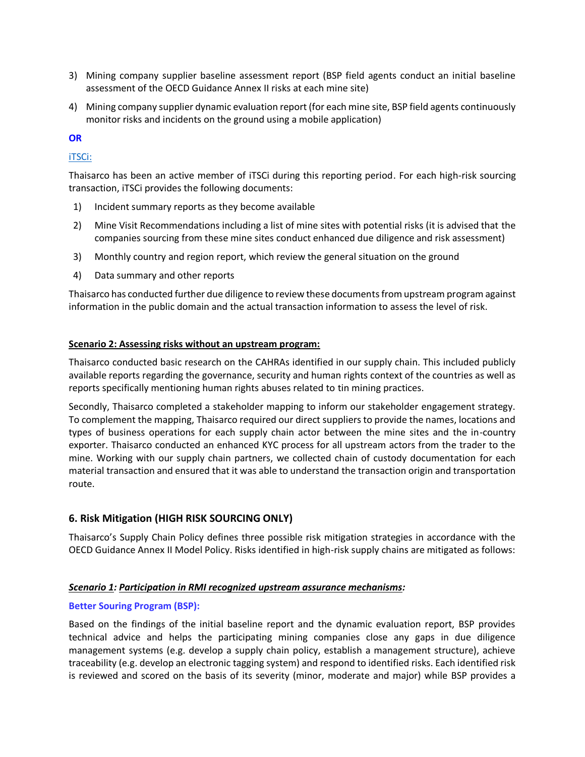3) Mining company supplier baseline assessment report (BSP field agents conduct an initial baseline assessment of the OECD Guidance Annex II risks at each mine site)
4) Mining company supplier dynamic evaluation report (for each mine site, BSP field agents continuously monitor risks and incidents on the ground using a mobile application)

**OR**

iTSCi:

Thaisarco has been an active member of iTSCi during this reporting period. For each high-risk sourcing transaction, iTSCi provides the following documents:

1) Incident summary reports as they become available
2) Mine Visit Recommendations including a list of mine sites with potential risks (it is advised that the companies sourcing from these mine sites conduct enhanced due diligence and risk assessment)
3) Monthly country and region report, which review the general situation on the ground
4) Data summary and other reports

Thaisarco has conducted further due diligence to review these documents from upstream program against information in the public domain and the actual transaction information to assess the level of risk.

**Scenario 2: Assessing risks without an upstream program:**

Thaisarco conducted basic research on the CAHRAs identified in our supply chain. This included publicly available reports regarding the governance, security and human rights context of the countries as well as reports specifically mentioning human rights abuses related to tin mining practices.

Secondly, Thaisarco completed a stakeholder mapping to inform our stakeholder engagement strategy. To complement the mapping, Thaisarco required our direct suppliers to provide the names, locations and types of business operations for each supply chain actor between the mine sites and the in-country exporter. Thaisarco conducted an enhanced KYC process for all upstream actors from the trader to the mine. Working with our supply chain partners, we collected chain of custody documentation for each material transaction and ensured that it was able to understand the transaction origin and transportation route.

## 6. Risk Mitigation (HIGH RISK SOURCING ONLY)

Thaisarco's Supply Chain Policy defines three possible risk mitigation strategies in accordance with the OECD Guidance Annex II Model Policy. Risks identified in high-risk supply chains are mitigated as follows:

***Scenario 1: Participation in RMI recognized upstream assurance mechanisms:***

**Better Souring Program (BSP):**

Based on the findings of the initial baseline report and the dynamic evaluation report, BSP provides technical advice and helps the participating mining companies close any gaps in due diligence management systems (e.g. develop a supply chain policy, establish a management structure), achieve traceability (e.g. develop an electronic tagging system) and respond to identified risks. Each identified risk is reviewed and scored on the basis of its severity (minor, moderate and major) while BSP provides a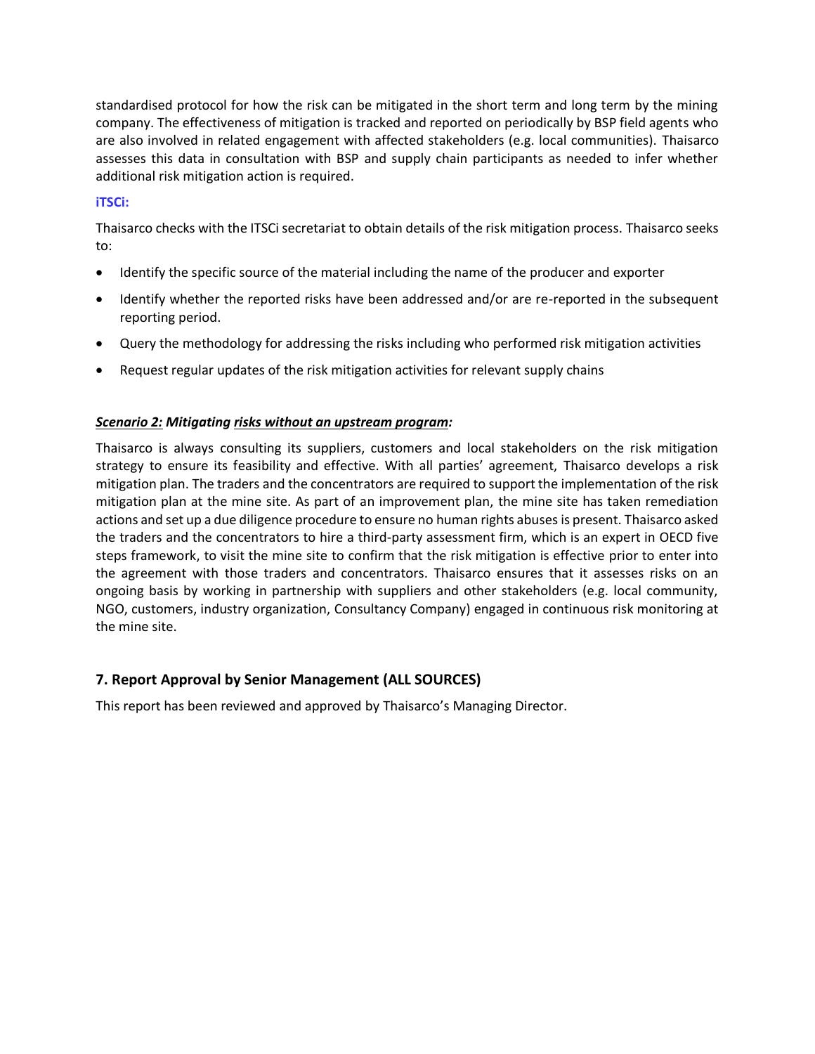standardised protocol for how the risk can be mitigated in the short term and long term by the mining company. The effectiveness of mitigation is tracked and reported on periodically by BSP field agents who are also involved in related engagement with affected stakeholders (e.g. local communities). Thaisarco assesses this data in consultation with BSP and supply chain participants as needed to infer whether additional risk mitigation action is required.

**iTSCi:**

Thaisarco checks with the ITSCi secretariat to obtain details of the risk mitigation process. Thaisarco seeks to:

- Identify the specific source of the material including the name of the producer and exporter
- Identify whether the reported risks have been addressed and/or are re-reported in the subsequent reporting period.
- Query the methodology for addressing the risks including who performed risk mitigation activities
- Request regular updates of the risk mitigation activities for relevant supply chains

***Scenario 2:* *Mitigating risks without an upstream program:***

Thaisarco is always consulting its suppliers, customers and local stakeholders on the risk mitigation strategy to ensure its feasibility and effective. With all parties' agreement, Thaisarco develops a risk mitigation plan. The traders and the concentrators are required to support the implementation of the risk mitigation plan at the mine site. As part of an improvement plan, the mine site has taken remediation actions and set up a due diligence procedure to ensure no human rights abuses is present. Thaisarco asked the traders and the concentrators to hire a third-party assessment firm, which is an expert in OECD five steps framework, to visit the mine site to confirm that the risk mitigation is effective prior to enter into the agreement with those traders and concentrators. Thaisarco ensures that it assesses risks on an ongoing basis by working in partnership with suppliers and other stakeholders (e.g. local community, NGO, customers, industry organization, Consultancy Company) engaged in continuous risk monitoring at the mine site.

## 7. Report Approval by Senior Management (ALL SOURCES)

This report has been reviewed and approved by Thaisarco's Managing Director.